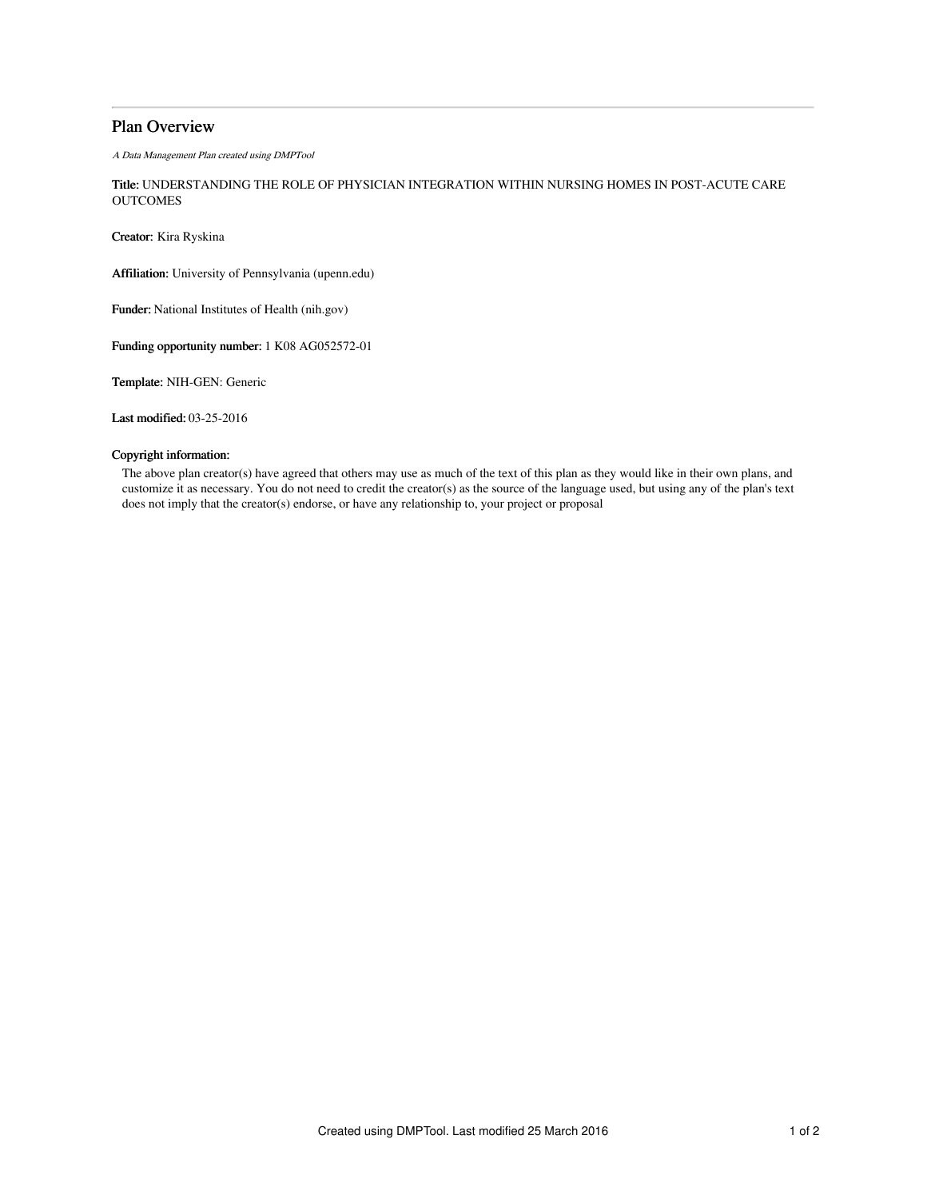# Plan Overview

*A Data Management Plan created using DMPTool*

**Title:** UNDERSTANDING THE ROLE OF PHYSICIAN INTEGRATION WITHIN NURSING HOMES IN POST-ACUTE CARE OUTCOMES

**Creator:** Kira Ryskina

**Affiliation:** University of Pennsylvania (upenn.edu)

**Funder:** National Institutes of Health (nih.gov)

**Funding opportunity number:** 1 K08 AG052572-01

**Template:** NIH-GEN: Generic

**Last modified:** 03-25-2016

**Copyright information:**

The above plan creator(s) have agreed that others may use as much of the text of this plan as they would like in their own plans, and customize it as necessary. You do not need to credit the creator(s) as the source of the language used, but using any of the plan's text does not imply that the creator(s) endorse, or have any relationship to, your project or proposal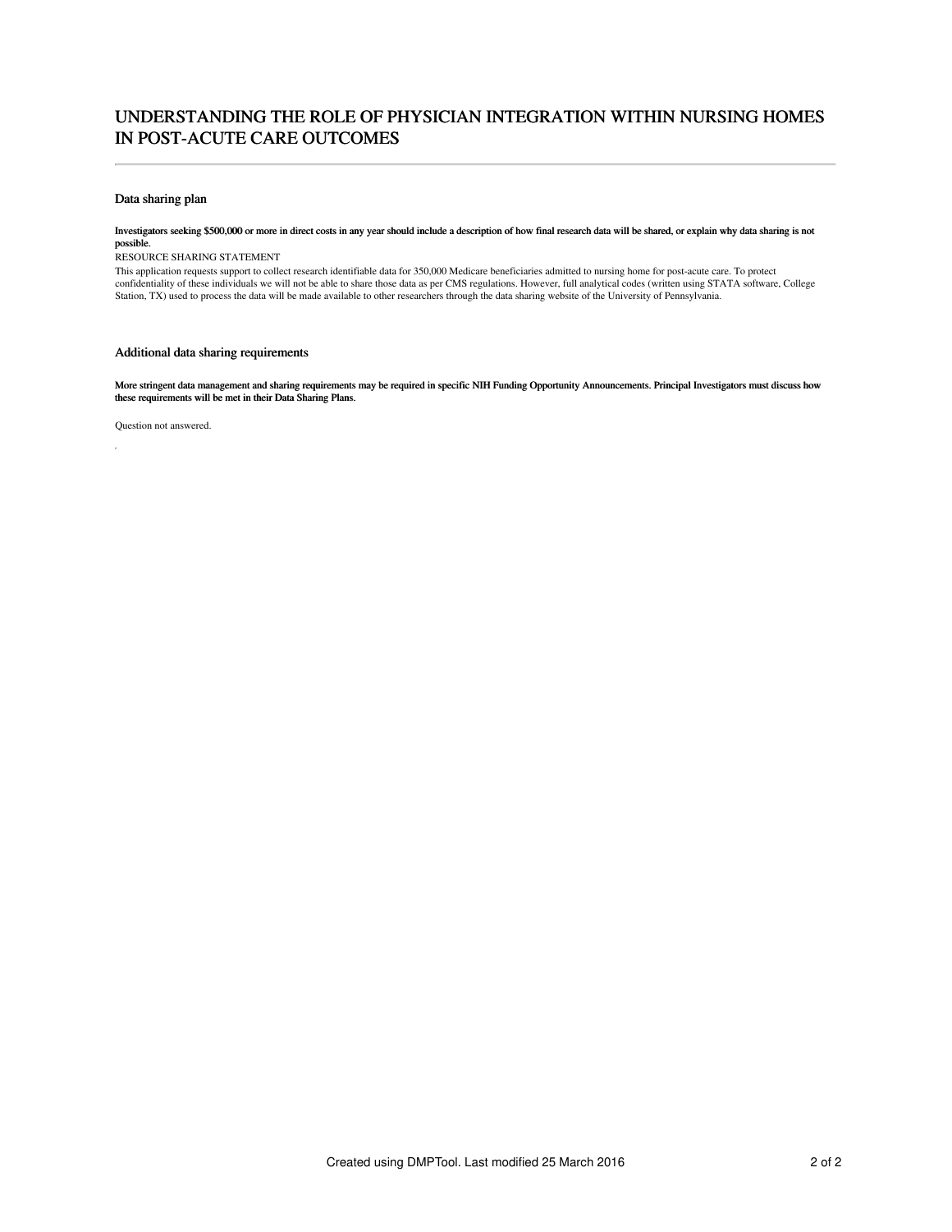# UNDERSTANDING THE ROLE OF PHYSICIAN INTEGRATION WITHIN NURSING HOMES IN POST-ACUTE CARE OUTCOMES

## Data sharing plan

**Investigators seeking $500,000 or more in direct costs in any year should include a description of how final research data will be shared, or explain why data sharing is not possible.**

RESOURCE SHARING STATEMENT

This application requests support to collect research identifiable data for 350,000 Medicare beneficiaries admitted to nursing home for post-acute care. To protect confidentiality of these individuals we will not be able to share those data as per CMS regulations. However, full analytical codes (written using STATA software, College Station, TX) used to process the data will be made available to other researchers through the data sharing website of the University of Pennsylvania.

## Additional data sharing requirements

**More stringent data management and sharing requirements may be required in specific NIH Funding Opportunity Announcements. Principal Investigators must discuss how these requirements will be met in their Data Sharing Plans.**

Question not answered.

Created using DMPTool. Last modified 25 March 2016